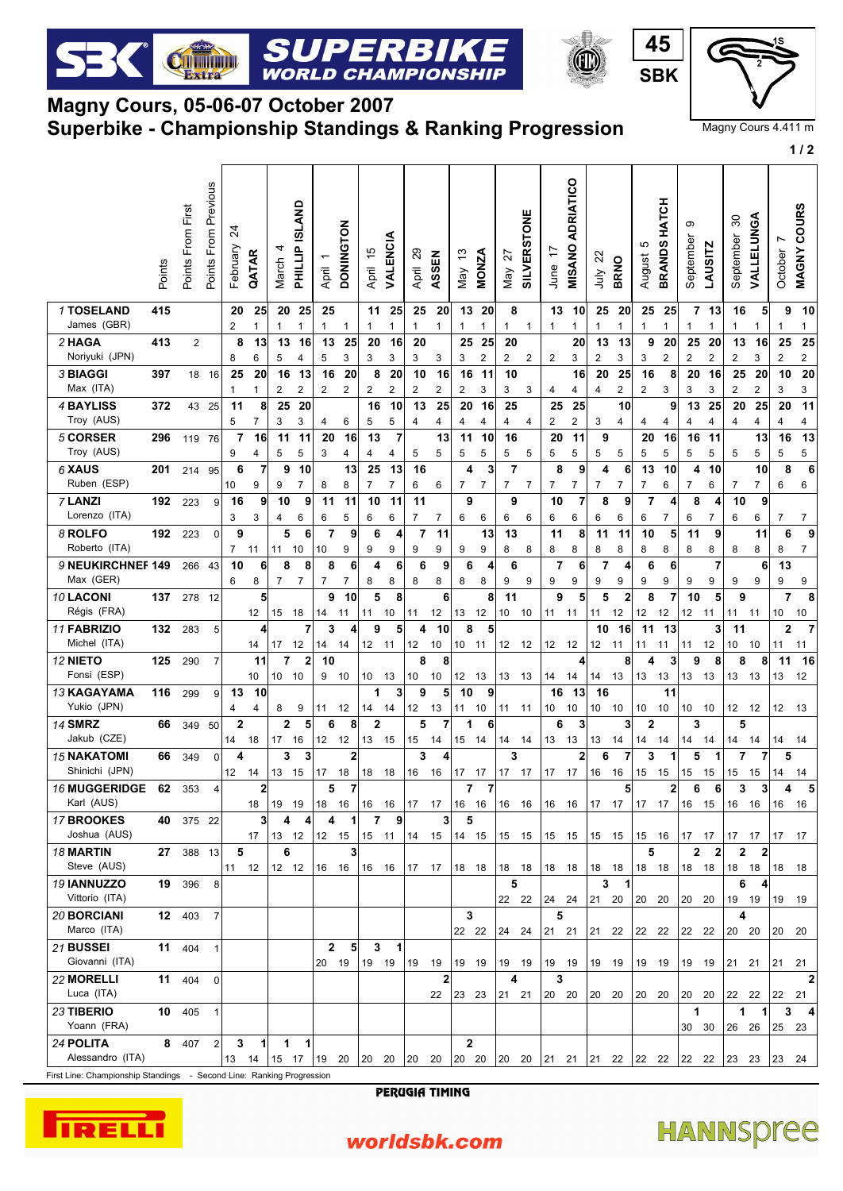# Magny Cours, 05-06-07 October 2007

## Superbike - Championship Standings & Ranking Progression

Magny Cours 4.411 m

| Rider | Points | Points From First | Points From Previous | February 24 QATAR | | March 4 PHILLIP ISLAND | | April 1 DONINGTON | | April 15 VALENCIA | | April 29 ASSEN | | May 13 MONZA | | May 27 SILVERSTONE | | June 17 MISANO ADRIATICO | | July 22 BRNO | | August 5 BRANDS HATCH | | September 9 LAUSITZ | | September 30 VALLELUNGA | | October 7 MAGNY COURS | |
|---|---|---|---|---|---|---|---|---|---|---|---|---|---|---|---|---|---|---|---|---|---|---|---|---|---|---|---|---|---|
| 1 TOSELAND | 415 | | | 20 | 25 | 20 | 25 | 25 | | 11 | 25 | 25 | 20 | 13 | 20 | 8 | | 13 | 10 | 25 | 20 | 25 | 25 | 7 | 13 | 16 | 5 | 9 | 10 |
| James (GBR) | | | | 2 | 1 | 1 | 1 | 1 | 1 | 1 | 1 | 1 | 1 | 1 | 1 | 1 | 1 | 1 | 1 | 1 | 1 | 1 | 1 | 1 | 1 | 1 | 1 | 1 | 1 |
| 2 HAGA | 413 | 2 | | 8 | 13 | 13 | 16 | 13 | 25 | 20 | 16 | 20 | | 25 | 25 | 20 | | | 20 | 13 | 13 | 9 | 20 | 25 | 20 | 13 | 16 | 25 | 25 |
| Noriyuki (JPN) | | | | 8 | 6 | 5 | 4 | 5 | 3 | 3 | 3 | 3 | 3 | 3 | 2 | 2 | 2 | 2 | 3 | 2 | 3 | 3 | 2 | 2 | 2 | 2 | 3 | 2 | 2 |
| 3 BIAGGI | 397 | 18 | 16 | 25 | 20 | 16 | 13 | 16 | 20 | 8 | 20 | 10 | 16 | 16 | 11 | 10 | | | 16 | 20 | 25 | 16 | 8 | 20 | 16 | 25 | 20 | 10 | 20 |
| Max (ITA) | | | | 1 | 1 | 2 | 2 | 2 | 2 | 2 | 2 | 2 | 2 | 2 | 3 | 3 | 3 | 4 | 4 | 4 | 2 | 2 | 3 | 3 | 3 | 2 | 2 | 3 | 3 |
| 4 BAYLISS | 372 | 43 | 25 | 11 | 8 | 25 | 10 | | | 16 | 10 | 13 | 25 | 20 | 16 | 25 | | 25 | 25 | | 10 | | 9 | 13 | 25 | 20 | 25 | 20 | 11 |
| Troy (AUS) | | | | 5 | 7 | 3 | 3 | 4 | 6 | 5 | 5 | 4 | 4 | 4 | 4 | 4 | 4 | 2 | 2 | 3 | 4 | 4 | 4 | 4 | 4 | 4 | 4 | 4 | 4 |
| 5 CORSER | 296 | 119 | 76 | 7 | 16 | 11 | 11 | 20 | 16 | 13 | 7 | | 13 | 11 | 10 | 16 | | 20 | 11 | 9 | | 20 | 16 | 16 | 11 | | 13 | 16 | 13 |
| Troy (AUS) | | | | 9 | 4 | 5 | 5 | 3 | 4 | 4 | 4 | 5 | 5 | 5 | 5 | 5 | 5 | 5 | 5 | 5 | 5 | 5 | 5 | 5 | 5 | 5 | 5 | 5 | 5 |
| 6 XAUS | 201 | 214 | 95 | 6 | 7 | 9 | 10 | | 13 | 25 | 13 | 16 | | 4 | 3 | 7 | | 8 | 9 | 4 | 6 | 13 | 10 | 4 | 10 | | 10 | 8 | 6 |
| Ruben (ESP) | | | | 10 | 9 | 9 | 7 | 8 | 8 | 7 | 7 | 6 | 6 | 7 | 7 | 7 | 7 | 7 | 7 | 7 | 7 | 7 | 6 | 7 | 6 | 7 | 7 | 6 | 6 |
| 7 LANZI | 192 | 223 | 9 | 16 | 9 | 10 | 9 | 11 | 11 | 10 | 11 | 11 | | 9 | | 9 | | 10 | 7 | 8 | 9 | 7 | 4 | 8 | 4 | 10 | 9 | | |
| Lorenzo (ITA) | | | | 3 | 3 | 4 | 6 | 6 | 5 | 6 | 6 | 7 | 7 | 6 | 6 | 6 | 6 | 6 | 6 | 6 | 6 | 6 | 7 | 6 | 6 | 6 | 6 | 7 | 7 |
| 8 ROLFO | 192 | 223 | 0 | 9 | | 5 | 6 | 7 | 9 | 6 | 4 | 7 | 11 | | 13 | 13 | | 11 | 8 | 11 | 11 | 10 | 5 | 11 | 9 | | 11 | 6 | 9 |
| Roberto (ITA) | | | | 7 | 11 | 11 | 10 | 10 | 9 | 9 | 9 | 9 | 9 | 9 | 9 | 8 | 8 | 8 | 8 | 8 | 8 | 8 | 8 | 8 | 8 | 8 | 8 | 8 | 7 |
| 9 NEUKIRCHNEF | 149 | 266 | 43 | 10 | 6 | 8 | 8 | 8 | 6 | 4 | 6 | 6 | 9 | 6 | 4 | 6 | | 7 | 6 | 7 | 4 | 6 | 6 | | 7 | | 6 | 13 | |
| Max (GER) | | | | 6 | 8 | 7 | 7 | 7 | 7 | 8 | 8 | 8 | 8 | 8 | 8 | 9 | 9 | 9 | 9 | 9 | 9 | 9 | 9 | 9 | 9 | 9 | 9 | 9 | 9 |
| 10 LACONI | 137 | 278 | 12 | | 5 | | | 9 | 10 | 5 | 8 | | 6 | | 8 | 11 | | 9 | 5 | 5 | 2 | 8 | 7 | 10 | 5 | 9 | | 7 | 8 |
| Régis (FRA) | | | | | 12 | 15 | 18 | 14 | 11 | 11 | 10 | 11 | 12 | 13 | 12 | 10 | 10 | 11 | 11 | 11 | 12 | 12 | 12 | 12 | 11 | 11 | 11 | 10 | 10 |
| 11 FABRIZIO | 132 | 283 | 5 | | 4 | | 7 | 3 | 4 | 9 | 5 | 4 | 10 | 8 | 5 | | | | | 10 | 16 | 11 | 13 | | 3 | 11 | | 2 | 7 |
| Michel (ITA) | | | | | 14 | 17 | 12 | 14 | 14 | 12 | 11 | 12 | 10 | 10 | 11 | 12 | 12 | 12 | 12 | 12 | 11 | 11 | 11 | 11 | 12 | 10 | 10 | 11 | 11 |
| 12 NIETO | 125 | 290 | 7 | | 11 | 7 | 2 | 10 | | | | 8 | 8 | | | | | | 4 | | 8 | 4 | 3 | 9 | 8 | 8 | 8 | 11 | 16 |
| Fonsi (ESP) | | | | | 10 | 10 | 10 | 9 | 10 | 10 | 13 | 10 | 10 | 12 | 13 | 13 | 13 | 14 | 14 | 14 | 13 | 13 | 13 | 13 | 13 | 13 | 13 | 13 | 12 |
| 13 KAGAYAMA | 116 | 299 | 9 | 13 | 10 | | | | | 1 | 3 | 9 | 5 | 10 | 9 | | | 16 | 13 | 16 | | | 11 | | | | | | |
| Yukio (JPN) | | | | 4 | 4 | 8 | 9 | 11 | 12 | 14 | 14 | 12 | 13 | 11 | 10 | 11 | 11 | 10 | 10 | 10 | 10 | 10 | 10 | 10 | 10 | 12 | 12 | 12 | 13 |
| 14 SMRZ | 66 | 349 | 50 | 2 | | 2 | 5 | 6 | 8 | 2 | | 5 | 7 | 1 | 6 | | | 6 | 3 | | 3 | 2 | | 3 | | 5 | | | |
| Jakub (CZE) | | | | 14 | 18 | 17 | 16 | 12 | 12 | 13 | 15 | 15 | 14 | 15 | 14 | 14 | 14 | 13 | 13 | 13 | 14 | 14 | 14 | 14 | 14 | 14 | 14 | 14 | 14 |
| 15 NAKATOMI | 66 | 349 | 0 | 4 | | 3 | 3 | | 2 | | | 3 | 4 | | | 3 | | | 2 | 6 | 7 | 3 | 1 | 5 | 1 | 7 | 7 | 5 | |
| Shinichi (JPN) | | | | 12 | 14 | 13 | 15 | 17 | 18 | 18 | 18 | 16 | 16 | 17 | 17 | 17 | 17 | 17 | 17 | 16 | 16 | 15 | 15 | 15 | 15 | 15 | 15 | 14 | 14 |
| 16 MUGGERIDGE | 62 | 353 | 4 | | 2 | | | 5 | 7 | | | | | 7 | 7 | | | | | | 5 | | 2 | 6 | 6 | 3 | 3 | 4 | 5 |
| Karl (AUS) | | | | | 18 | 19 | 19 | 18 | 16 | 16 | 16 | 17 | 17 | 16 | 16 | 16 | 16 | 16 | 16 | 17 | 17 | 17 | 17 | 16 | 15 | 16 | 16 | 16 | 16 |
| 17 BROOKES | 40 | 375 | 22 | | 3 | 4 | 4 | 4 | 1 | 7 | 9 | | 3 | 5 | | | | | | | | | | | | | | | |
| Joshua (AUS) | | | | | 17 | 13 | 12 | 12 | 15 | 15 | 11 | 14 | 15 | 14 | 15 | 15 | 15 | 15 | 15 | 15 | 15 | 15 | 16 | 17 | 17 | 17 | 17 | 17 | 17 |
| 18 MARTIN | 27 | 388 | 13 | 5 | | 6 | | | 3 | | | | | | | | | | | | | 5 | | 2 | 2 | 2 | 2 | | |
| Steve (AUS) | | | | 11 | 12 | 12 | 12 | 16 | 16 | 16 | 16 | 17 | 17 | 18 | 18 | 18 | 18 | 18 | 18 | 18 | 18 | 18 | 18 | 18 | 18 | 18 | 18 | 18 | 18 |
| 19 IANNUZZO | 19 | 396 | 8 | | | | | | | | | | | | | 5 | | | | 3 | 1 | | | | | 6 | 4 | | |
| Vittorio (ITA) | | | | | | | | | | | | | | | | 22 | 22 | 24 | 24 | 21 | 20 | 20 | 20 | 20 | 20 | 19 | 19 | 19 | 19 |
| 20 BORCIANI | 12 | 403 | 7 | | | | | | | | | | | 3 | | | | 5 | | | | | | | | 4 | | | |
| Marco (ITA) | | | | | | | | | | | | | | 22 | 22 | 24 | 24 | 21 | 21 | 21 | 22 | 22 | 22 | 22 | 22 | 20 | 20 | 20 | 20 |
| 21 BUSSEI | 11 | 404 | 1 | | | | | 2 | 5 | 3 | 1 | | | | | | | | | | | | | | | | | | |
| Giovanni (ITA) | | | | | | | | 20 | 19 | 19 | 19 | 19 | 19 | 19 | 19 | 19 | 19 | 19 | 19 | 19 | 19 | 19 | 19 | 19 | 19 | 21 | 21 | 21 | 21 |
| 22 MORELLI | 11 | 404 | 0 | | | | | | | | | | 2 | | | 4 | | 3 | | | | | | | | | | | 2 |
| Luca (ITA) | | | | | | | | | | | | | 22 | 23 | 23 | 21 | 21 | 20 | 20 | 20 | 20 | 20 | 20 | 20 | 20 | 22 | 22 | 22 | 21 |
| 23 TIBERIO | 10 | 405 | 1 | | | | | | | | | | | | | | | | | | | | | 1 | | 1 | 1 | 3 | 4 |
| Yoann (FRA) | | | | | | | | | | | | | | | | | | | | | | | | 30 | 30 | 26 | 26 | 25 | 23 |
| 24 POLITA | 8 | 407 | 2 | 3 | 1 | 1 | 1 | | | | | | | 2 | | | | | | | | | | | | | | | |
| Alessandro (ITA) | | | | 13 | 14 | 15 | 17 | 19 | 20 | 20 | 20 | 20 | 20 | 20 | 20 | 20 | 20 | 21 | 21 | 21 | 22 | 22 | 22 | 22 | 22 | 23 | 23 | 23 | 24 |

First Line: Championship Standings - Second Line: Ranking Progression

PERUGIA TIMING

worldsbk.com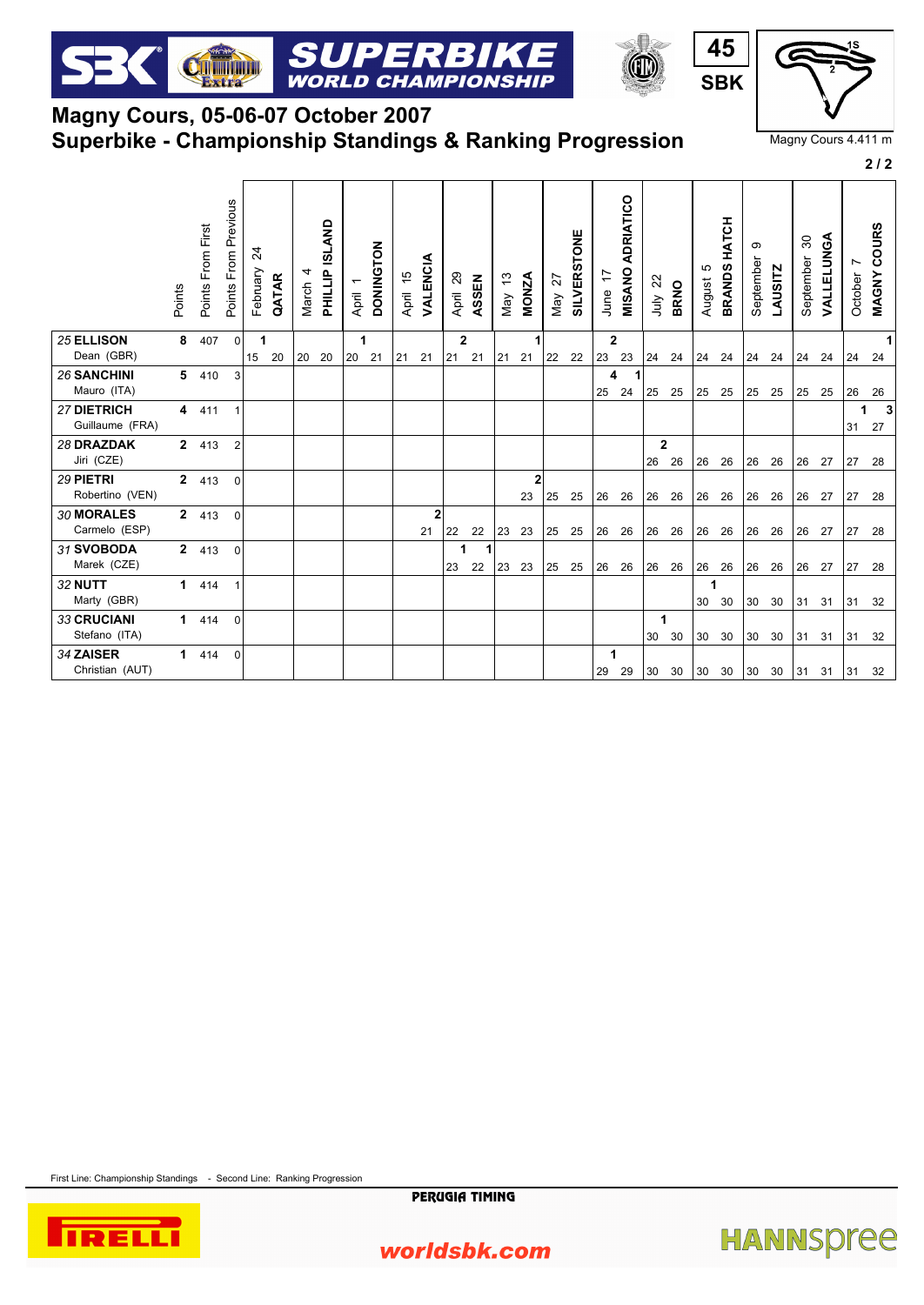# Magny Cours, 05-06-07 October 2007
## Superbike - Championship Standings & Ranking Progression

Magny Cours 4.411 m

| Rider | Points | Points From First | Points From Previous | February 24 QATAR | | March 4 PHILLIP ISLAND | | April 1 DONINGTON | | April 15 VALENCIA | | April 29 ASSEN | | May 13 MONZA | | May 27 SILVERSTONE | | June 17 MISANO ADRIATICO | | July 22 BRNO | | August 5 BRANDS HATCH | | September 9 LAUSITZ | | September 30 VALLELUNGA | | October 7 MAGNY COURS | |
|---|---|---|---|---|---|---|---|---|---|---|---|---|---|---|---|---|---|---|---|---|---|---|---|---|---|---|---|---|---|
| *25* **ELLISON** | **8** | 407 | 0 | **1** | | | | **1** | | | | **2** | | | **1** | | | **2** | | | | | | | | | | | **1** |
| Dean (GBR) | | | | 15 | 20 | 20 | 20 | 20 | 21 | 21 | 21 | 21 | 21 | 21 | 21 | 22 | 22 | 23 | 23 | 24 | 24 | 24 | 24 | 24 | 24 | 24 | 24 | 24 | 24 |
| *26* **SANCHINI** | **5** | 410 | 3 | | | | | | | | | | | | | | | **4** | **1** | | | | | | | | | | |
| Mauro (ITA) | | | | | | | | | | | | | | | | | | 25 | 24 | 25 | 25 | 25 | 25 | 25 | 25 | 25 | 25 | 26 | 26 |
| *27* **DIETRICH** | **4** | 411 | 1 | | | | | | | | | | | | | | | | | | | | | | | | | **1** | **3** |
| Guillaume (FRA) | | | | | | | | | | | | | | | | | | | | | | | | | | | | 31 | 27 |
| *28* **DRAZDAK** | **2** | 413 | 2 | | | | | | | | | | | | | | | | | **2** | | | | | | | | | |
| Jiri (CZE) | | | | | | | | | | | | | | | | | | | | 26 | 26 | 26 | 26 | 26 | 26 | 26 | 27 | 27 | 28 |
| *29* **PIETRI** | **2** | 413 | 0 | | | | | | | | | | | | **2** | | | | | | | | | | | | | | |
| Robertino (VEN) | | | | | | | | | | | | | | | 23 | 25 | 25 | 26 | 26 | 26 | 26 | 26 | 26 | 26 | 26 | 26 | 27 | 27 | 28 |
| *30* **MORALES** | **2** | 413 | 0 | | | | | | | | **2** | | | | | | | | | | | | | | | | | | |
| Carmelo (ESP) | | | | | | | | | | | 21 | 22 | 22 | 23 | 23 | 25 | 25 | 26 | 26 | 26 | 26 | 26 | 26 | 26 | 26 | 26 | 27 | 27 | 28 |
| *31* **SVOBODA** | **2** | 413 | 0 | | | | | | | | | **1** | **1** | | | | | | | | | | | | | | | | |
| Marek (CZE) | | | | | | | | | | | | 23 | 22 | 23 | 23 | 25 | 25 | 26 | 26 | 26 | 26 | 26 | 26 | 26 | 26 | 26 | 27 | 27 | 28 |
| *32* **NUTT** | **1** | 414 | 1 | | | | | | | | | | | | | | | | | | | **1** | | | | | | | |
| Marty (GBR) | | | | | | | | | | | | | | | | | | | | | | 30 | 30 | 30 | 30 | 31 | 31 | 31 | 32 |
| *33* **CRUCIANI** | **1** | 414 | 0 | | | | | | | | | | | | | | | | | **1** | | | | | | | | | |
| Stefano (ITA) | | | | | | | | | | | | | | | | | | | | 30 | 30 | 30 | 30 | 30 | 30 | 31 | 31 | 31 | 32 |
| *34* **ZAISER** | **1** | 414 | 0 | | | | | | | | | | | | | | | **1** | | | | | | | | | | | |
| Christian (AUT) | | | | | | | | | | | | | | | | | | 29 | 29 | 30 | 30 | 30 | 30 | 30 | 30 | 31 | 31 | 31 | 32 |

First Line: Championship Standings - Second Line: Ranking Progression

PERUGIA TIMING

worldsbk.com